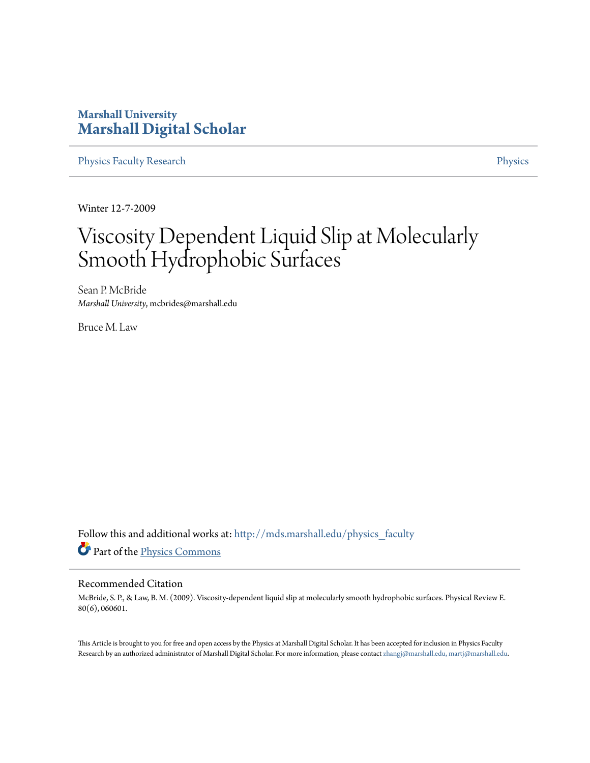**Marshall University**
**Marshall Digital Scholar**

Physics Faculty Research | Physics

Winter 12-7-2009

# Viscosity Dependent Liquid Slip at Molecularly Smooth Hydrophobic Surfaces

Sean P. McBride
*Marshall University*, mcbrides@marshall.edu

Bruce M. Law

Follow this and additional works at: http://mds.marshall.edu/physics_faculty

Part of the Physics Commons

## Recommended Citation

McBride, S. P., & Law, B. M. (2009). Viscosity-dependent liquid slip at molecularly smooth hydrophobic surfaces. Physical Review E. 80(6), 060601.

This Article is brought to you for free and open access by the Physics at Marshall Digital Scholar. It has been accepted for inclusion in Physics Faculty Research by an authorized administrator of Marshall Digital Scholar. For more information, please contact zhangj@marshall.edu, martj@marshall.edu.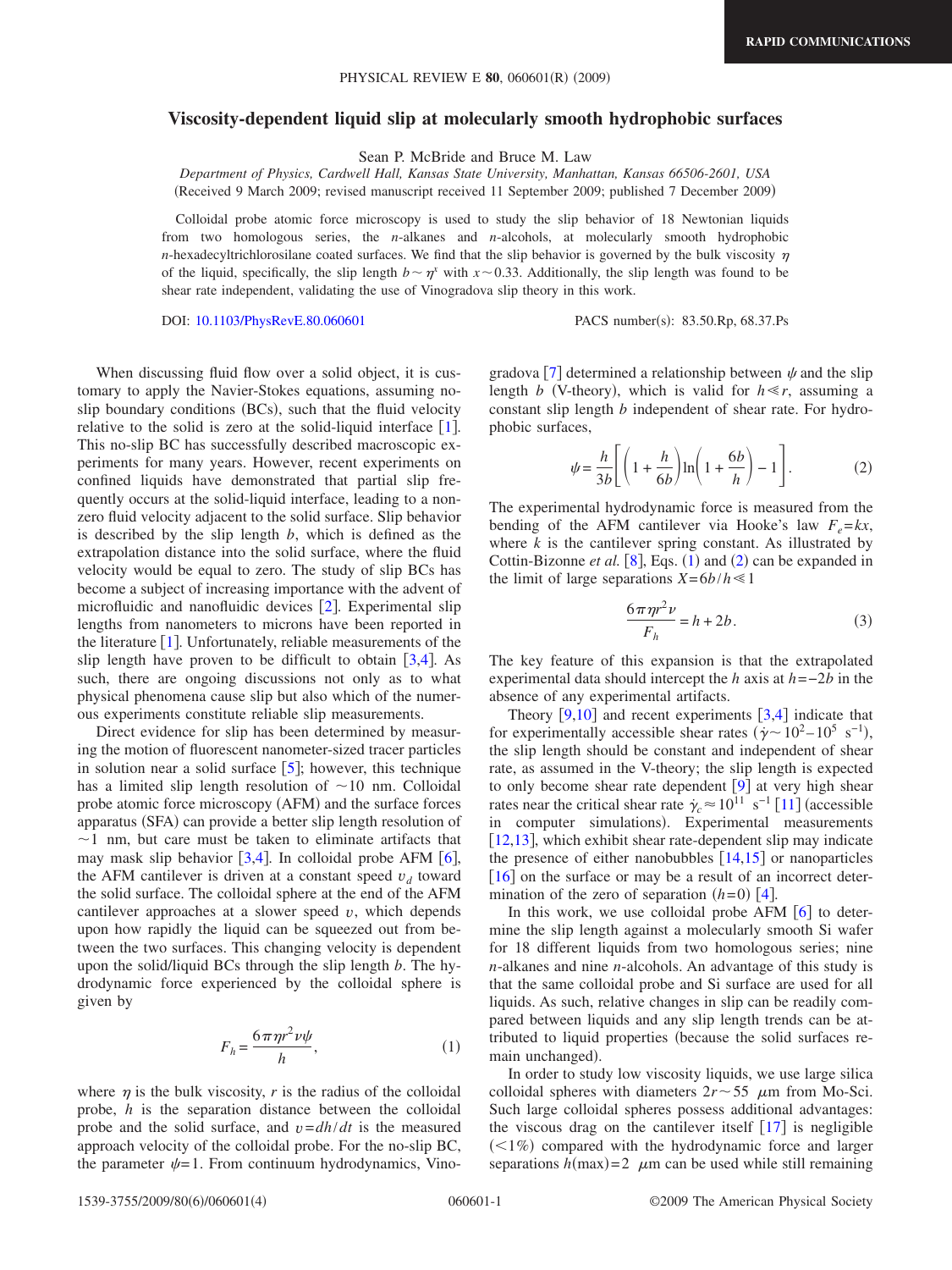# Viscosity-dependent liquid slip at molecularly smooth hydrophobic surfaces

Sean P. McBride and Bruce M. Law

*Department of Physics, Cardwell Hall, Kansas State University, Manhattan, Kansas 66506-2601, USA*

(Received 9 March 2009; revised manuscript received 11 September 2009; published 7 December 2009)

Colloidal probe atomic force microscopy is used to study the slip behavior of 18 Newtonian liquids from two homologous series, the *n*-alkanes and *n*-alcohols, at molecularly smooth hydrophobic *n*-hexadecyltrichlorosilane coated surfaces. We find that the slip behavior is governed by the bulk viscosity $\eta$ of the liquid, specifically, the slip length $b \sim \eta^x$ with $x \sim 0.33$. Additionally, the slip length was found to be shear rate independent, validating the use of Vinogradova slip theory in this work.

DOI: 10.1103/PhysRevE.80.060601 PACS number(s): 83.50.Rp, 68.37.Ps

When discussing fluid flow over a solid object, it is customary to apply the Navier-Stokes equations, assuming no-slip boundary conditions (BCs), such that the fluid velocity relative to the solid is zero at the solid-liquid interface [1]. This no-slip BC has successfully described macroscopic experiments for many years. However, recent experiments on confined liquids have demonstrated that partial slip frequently occurs at the solid-liquid interface, leading to a nonzero fluid velocity adjacent to the solid surface. Slip behavior is described by the slip length $b$, which is defined as the extrapolation distance into the solid surface, where the fluid velocity would be equal to zero. The study of slip BCs has become a subject of increasing importance with the advent of microfluidic and nanofluidic devices [2]. Experimental slip lengths from nanometers to microns have been reported in the literature [1]. Unfortunately, reliable measurements of the slip length have proven to be difficult to obtain [3,4]. As such, there are ongoing discussions not only as to what physical phenomena cause slip but also which of the numerous experiments constitute reliable slip measurements.

Direct evidence for slip has been determined by measuring the motion of fluorescent nanometer-sized tracer particles in solution near a solid surface [5]; however, this technique has a limited slip length resolution of $\sim$10 nm. Colloidal probe atomic force microscopy (AFM) and the surface forces apparatus (SFA) can provide a better slip length resolution of $\sim$1 nm, but care must be taken to eliminate artifacts that may mask slip behavior [3,4]. In colloidal probe AFM [6], the AFM cantilever is driven at a constant speed $v_d$ toward the solid surface. The colloidal sphere at the end of the AFM cantilever approaches at a slower speed $v$, which depends upon how rapidly the liquid can be squeezed out from between the two surfaces. This changing velocity is dependent upon the solid/liquid BCs through the slip length $b$. The hydrodynamic force experienced by the colloidal sphere is given by

$$F_h = \frac{6\pi\eta r^2 v \psi}{h}, \tag{1}$$

where $\eta$ is the bulk viscosity, $r$ is the radius of the colloidal probe, $h$ is the separation distance between the colloidal probe and the solid surface, and $v=dh/dt$ is the measured approach velocity of the colloidal probe. For the no-slip BC, the parameter $\psi=1$. From continuum hydrodynamics, Vinogradova [7] determined a relationship between $\psi$ and the slip length $b$ (V-theory), which is valid for $h \ll r$, assuming a constant slip length $b$ independent of shear rate. For hydrophobic surfaces,

$$\psi = \frac{h}{3b}\left[\left(1+\frac{h}{6b}\right)\ln\left(1+\frac{6b}{h}\right)-1\right]. \tag{2}$$

The experimental hydrodynamic force is measured from the bending of the AFM cantilever via Hooke's law $F_e=kx$, where $k$ is the cantilever spring constant. As illustrated by Cottin-Bizonne *et al.* [8], Eqs. (1) and (2) can be expanded in the limit of large separations $X=6b/h \ll 1$

$$\frac{6\pi\eta r^2 v}{F_h} = h + 2b. \tag{3}$$

The key feature of this expansion is that the extrapolated experimental data should intercept the $h$ axis at $h=-2b$ in the absence of any experimental artifacts.

Theory [9,10] and recent experiments [3,4] indicate that for experimentally accessible shear rates ($\dot{\gamma} \sim 10^2 - 10^5$ s$^{-1}$), the slip length should be constant and independent of shear rate, as assumed in the V-theory; the slip length is expected to only become shear rate dependent [9] at very high shear rates near the critical shear rate $\dot{\gamma}_c \approx 10^{11}$ s$^{-1}$ [11] (accessible in computer simulations). Experimental measurements [12,13], which exhibit shear rate-dependent slip may indicate the presence of either nanobubbles [14,15] or nanoparticles [16] on the surface or may be a result of an incorrect determination of the zero of separation ($h=0$) [4].

In this work, we use colloidal probe AFM [6] to determine the slip length against a molecularly smooth Si wafer for 18 different liquids from two homologous series; nine *n*-alkanes and nine *n*-alcohols. An advantage of this study is that the same colloidal probe and Si surface are used for all liquids. As such, relative changes in slip can be readily compared between liquids and any slip length trends can be attributed to liquid properties (because the solid surfaces remain unchanged).

In order to study low viscosity liquids, we use large silica colloidal spheres with diameters $2r \sim 55$ $\mu$m from Mo-Sci. Such large colloidal spheres possess additional advantages: the viscous drag on the cantilever itself [17] is negligible ($<1\%$) compared with the hydrodynamic force and larger separations $h(\max)=2$ $\mu$m can be used while still remaining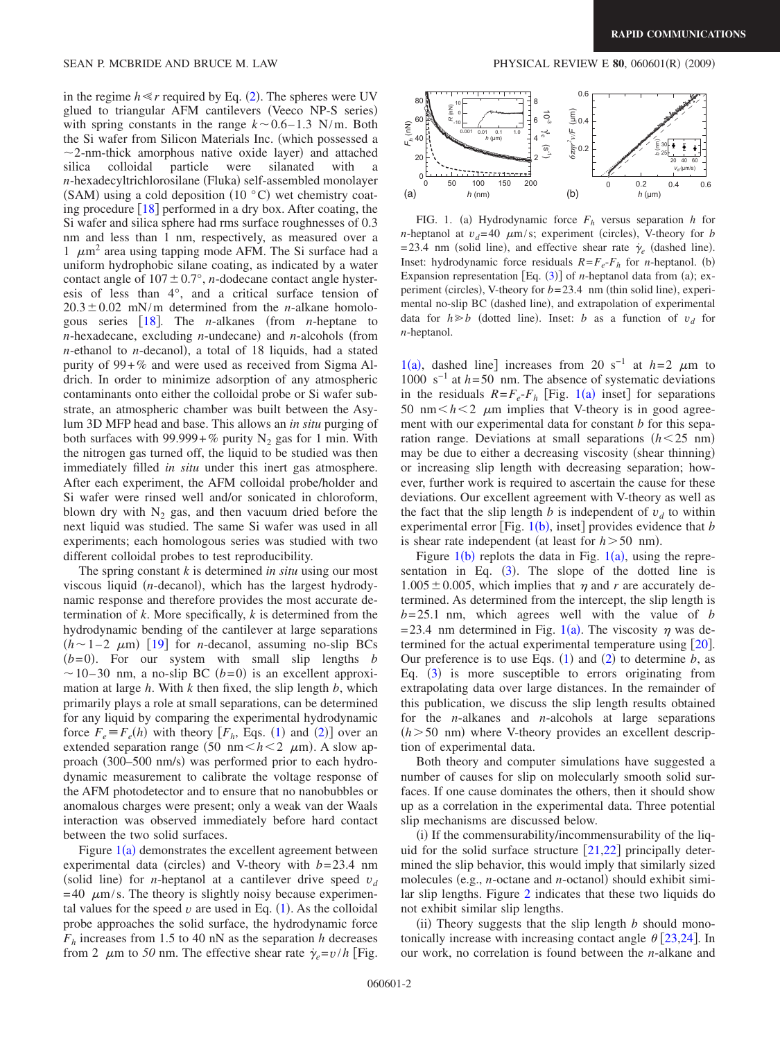in the regime $h \ll r$ required by Eq. (2). The spheres were UV glued to triangular AFM cantilevers (Veeco NP-S series) with spring constants in the range $k \sim 0.6$–$1.3$ N/m. Both the Si wafer from Silicon Materials Inc. (which possessed a $\sim$2-nm-thick amorphous native oxide layer) and attached silica colloidal particle were silanated with a *n*-hexadecyltrichlorosilane (Fluka) self-assembled monolayer (SAM) using a cold deposition (10 °C) wet chemistry coating procedure [18] performed in a dry box. After coating, the Si wafer and silica sphere had rms surface roughnesses of 0.3 nm and less than 1 nm, respectively, as measured over a 1 $\mu m^2$ area using tapping mode AFM. The Si surface had a uniform hydrophobic silane coating, as indicated by a water contact angle of $107 \pm 0.7°$, *n*-dodecane contact angle hysteresis of less than 4°, and a critical surface tension of $20.3 \pm 0.02$ mN/m determined from the *n*-alkane homologous series [18]. The *n*-alkanes (from *n*-heptane to *n*-hexadecane, excluding *n*-undecane) and *n*-alcohols (from *n*-ethanol to *n*-decanol), a total of 18 liquids, had a stated purity of 99+% and were used as received from Sigma Aldrich. In order to minimize adsorption of any atmospheric contaminants onto either the colloidal probe or Si wafer substrate, an atmospheric chamber was built between the Asylum 3D MFP head and base. This allows an *in situ* purging of both surfaces with 99.999+% purity $N_2$ gas for 1 min. With the nitrogen gas turned off, the liquid to be studied was then immediately filled *in situ* under this inert gas atmosphere. After each experiment, the AFM colloidal probe/holder and Si wafer were rinsed well and/or sonicated in chloroform, blown dry with $N_2$ gas, and then vacuum dried before the next liquid was studied. The same Si wafer was used in all experiments; each homologous series was studied with two different colloidal probes to test reproducibility.

The spring constant $k$ is determined *in situ* using our most viscous liquid (*n*-decanol), which has the largest hydrodynamic response and therefore provides the most accurate determination of $k$. More specifically, $k$ is determined from the hydrodynamic bending of the cantilever at large separations ($h \sim 1$–$2$ $\mu$m) [19] for *n*-decanol, assuming no-slip BCs ($b=0$). For our system with small slip lengths $b \sim 10$–$30$ nm, a no-slip BC ($b=0$) is an excellent approximation at large $h$. With $k$ then fixed, the slip length $b$, which primarily plays a role at small separations, can be determined for any liquid by comparing the experimental hydrodynamic force $F_e \equiv F_e(h)$ with theory [$F_h$, Eqs. (1) and (2)] over an extended separation range (50 nm$<h<$2 $\mu$m). A slow approach (300–500 nm/s) was performed prior to each hydrodynamic measurement to calibrate the voltage response of the AFM photodetector and to ensure that no nanobubbles or anomalous charges were present; only a weak van der Waals interaction was observed immediately before hard contact between the two solid surfaces.

Figure 1(a) demonstrates the excellent agreement between experimental data (circles) and V-theory with $b=23.4$ nm (solid line) for *n*-heptanol at a cantilever drive speed $v_d = 40$ $\mu$m/s. The theory is slightly noisy because experimental values for the speed $v$ are used in Eq. (1). As the colloidal probe approaches the solid surface, the hydrodynamic force $F_h$ increases from 1.5 to 40 nN as the separation $h$ decreases from 2 $\mu$m to *50* nm. The effective shear rate $\dot{\gamma}_e = v/h$ [Fig. 1(a), dashed line] increases from 20 $s^{-1}$ at $h=2$ $\mu$m to 1000 $s^{-1}$ at $h=50$ nm. The absence of systematic deviations in the residuals $R=F_e$-$F_h$ [Fig. 1(a) inset] for separations 50 nm$<h<$2 $\mu$m implies that V-theory is in good agreement with our experimental data for constant $b$ for this separation range. Deviations at small separations ($h<25$ nm) may be due to either a decreasing viscosity (shear thinning) or increasing slip length with decreasing separation; however, further work is required to ascertain the cause for these deviations. Our excellent agreement with V-theory as well as the fact that the slip length $b$ is independent of $v_d$ to within experimental error [Fig. 1(b), inset] provides evidence that $b$ is shear rate independent (at least for $h>50$ nm).

FIG. 1. (a) Hydrodynamic force $F_h$ versus separation $h$ for *n*-heptanol at $v_d=40$ $\mu$m/s; experiment (circles), V-theory for $b=23.4$ nm (solid line), and effective shear rate $\dot{\gamma}_e$ (dashed line). Inset: hydrodynamic force residuals $R=F_e$-$F_h$ for *n*-heptanol. (b) Expansion representation [Eq. (3)] of *n*-heptanol data from (a); experiment (circles), V-theory for $b=23.4$ nm (thin solid line), experimental no-slip BC (dashed line), and extrapolation of experimental data for $h \gg b$ (dotted line). Inset: $b$ as a function of $v_d$ for *n*-heptanol.

Figure 1(b) replots the data in Fig. 1(a), using the representation in Eq. (3). The slope of the dotted line is $1.005 \pm 0.005$, which implies that $\eta$ and $r$ are accurately determined. As determined from the intercept, the slip length is $b=25.1$ nm, which agrees well with the value of $b=23.4$ nm determined in Fig. 1(a). The viscosity $\eta$ was determined for the actual experimental temperature using [20]. Our preference is to use Eqs. (1) and (2) to determine $b$, as Eq. (3) is more susceptible to errors originating from extrapolating data over large distances. In the remainder of this publication, we discuss the slip length results obtained for the *n*-alkanes and *n*-alcohols at large separations ($h>50$ nm) where V-theory provides an excellent description of experimental data.

Both theory and computer simulations have suggested a number of causes for slip on molecularly smooth solid surfaces. If one cause dominates the others, then it should show up as a correlation in the experimental data. Three potential slip mechanisms are discussed below.

(i) If the commensurability/incommensurability of the liquid for the solid surface structure [21,22] principally determined the slip behavior, this would imply that similarly sized molecules (e.g., *n*-octane and *n*-octanol) should exhibit similar slip lengths. Figure 2 indicates that these two liquids do not exhibit similar slip lengths.

(ii) Theory suggests that the slip length $b$ should monotonically increase with increasing contact angle $\theta$ [23,24]. In our work, no correlation is found between the *n*-alkane and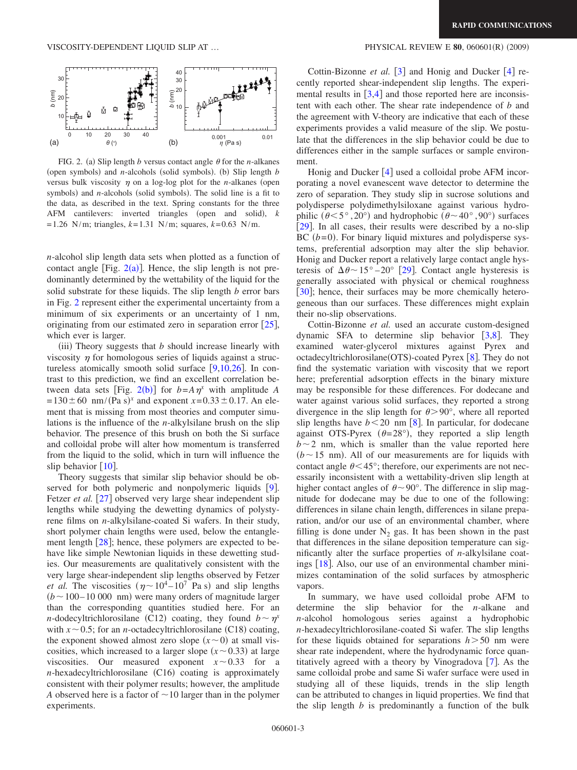FIG. 2. (a) Slip length $b$ versus contact angle $\theta$ for the $n$-alkanes (open symbols) and $n$-alcohols (solid symbols). (b) Slip length $b$ versus bulk viscosity $\eta$ on a log-log plot for the $n$-alkanes (open symbols) and $n$-alcohols (solid symbols). The solid line is a fit to the data, as described in the text. Spring constants for the three AFM cantilevers: inverted triangles (open and solid), $k=1.26$ N/m; triangles, $k=1.31$ N/m; squares, $k=0.63$ N/m.

$n$-alcohol slip length data sets when plotted as a function of contact angle [Fig. 2(a)]. Hence, the slip length is not predominantly determined by the wettability of the liquid for the solid substrate for these liquids. The slip length $b$ error bars in Fig. 2 represent either the experimental uncertainty from a minimum of six experiments or an uncertainty of 1 nm, originating from our estimated zero in separation error [25], which ever is larger.

(iii) Theory suggests that $b$ should increase linearly with viscosity $\eta$ for homologous series of liquids against a structureless atomically smooth solid surface [9,10,26]. In contrast to this prediction, we find an excellent correlation between data sets [Fig. 2(b)] for $b=A\eta^{x}$ with amplitude $A=130\pm60$ nm/(Pa s)$^{x}$ and exponent $x=0.33\pm0.17$. An element that is missing from most theories and computer simulations is the influence of the $n$-alkylsilane brush on the slip behavior. The presence of this brush on both the Si surface and colloidal probe will alter how momentum is transferred from the liquid to the solid, which in turn will influence the slip behavior [10].

Theory suggests that similar slip behavior should be observed for both polymeric and nonpolymeric liquids [9]. Fetzer *et al.* [27] observed very large shear independent slip lengths while studying the dewetting dynamics of polystyrene films on $n$-alkylsilane-coated Si wafers. In their study, short polymer chain lengths were used, below the entanglement length [28]; hence, these polymers are expected to behave like simple Newtonian liquids in these dewetting studies. Our measurements are qualitatively consistent with the very large shear-independent slip lengths observed by Fetzer *et al.* The viscosities ($\eta\sim10^{4}-10^{7}$ Pa s) and slip lengths ($b\sim100-10\,000$ nm) were many orders of magnitude larger than the corresponding quantities studied here. For an $n$-dodecyltrichlorosilane (C12) coating, they found $b\sim\eta^{x}$ with $x\sim0.5$; for an $n$-octadecyltrichlorosilane (C18) coating, the exponent showed almost zero slope ($x\sim0$) at small viscosities, which increased to a larger slope ($x\sim0.33$) at large viscosities. Our measured exponent $x\sim0.33$ for a $n$-hexadecyltrichlorosilane (C16) coating is approximately consistent with their polymer results; however, the amplitude $A$ observed here is a factor of $\sim10$ larger than in the polymer experiments.

Cottin-Bizonne *et al.* [3] and Honig and Ducker [4] recently reported shear-independent slip lengths. The experimental results in [3,4] and those reported here are inconsistent with each other. The shear rate independence of $b$ and the agreement with V-theory are indicative that each of these experiments provides a valid measure of the slip. We postulate that the differences in the slip behavior could be due to differences either in the sample surfaces or sample environment.

Honig and Ducker [4] used a colloidal probe AFM incorporating a novel evanescent wave detector to determine the zero of separation. They study slip in sucrose solutions and polydisperse polydimethylsiloxane against various hydrophilic ($\theta<5°,20°$) and hydrophobic ($\theta\sim40°,90°$) surfaces [29]. In all cases, their results were described by a no-slip BC ($b=0$). For binary liquid mixtures and polydisperse systems, preferential adsorption may alter the slip behavior. Honig and Ducker report a relatively large contact angle hysteresis of $\Delta\theta\sim15°-20°$ [29]. Contact angle hysteresis is generally associated with physical or chemical roughness [30]; hence, their surfaces may be more chemically heterogeneous than our surfaces. These differences might explain their no-slip observations.

Cottin-Bizonne *et al.* used an accurate custom-designed dynamic SFA to determine slip behavior [3,8]. They examined water-glycerol mixtures against Pyrex and octadecyltrichlorosilane(OTS)-coated Pyrex [8]. They do not find the systematic variation with viscosity that we report here; preferential adsorption effects in the binary mixture may be responsible for these differences. For dodecane and water against various solid surfaces, they reported a strong divergence in the slip length for $\theta>90°$, where all reported slip lengths have $b<20$ nm [8]. In particular, for dodecane against OTS-Pyrex ($\theta=28°$), they reported a slip length $b\sim2$ nm, which is smaller than the value reported here ($b\sim15$ nm). All of our measurements are for liquids with contact angle $\theta<45°$; therefore, our experiments are not necessarily inconsistent with a wettability-driven slip length at higher contact angles of $\theta\sim90°$. The difference in slip magnitude for dodecane may be due to one of the following: differences in silane chain length, differences in silane preparation, and/or our use of an environmental chamber, where filling is done under $N_2$ gas. It has been shown in the past that differences in the silane deposition temperature can significantly alter the surface properties of $n$-alkylsilane coatings [18]. Also, our use of an environmental chamber minimizes contamination of the solid surfaces by atmospheric vapors.

In summary, we have used colloidal probe AFM to determine the slip behavior for the $n$-alkane and $n$-alcohol homologous series against a hydrophobic $n$-hexadecyltrichlorosilane-coated Si wafer. The slip lengths for these liquids obtained for separations $h>50$ nm were shear rate independent, where the hydrodynamic force quantitatively agreed with a theory by Vinogradova [7]. As the same colloidal probe and same Si wafer surface were used in studying all of these liquids, trends in the slip length can be attributed to changes in liquid properties. We find that the slip length $b$ is predominantly a function of the bulk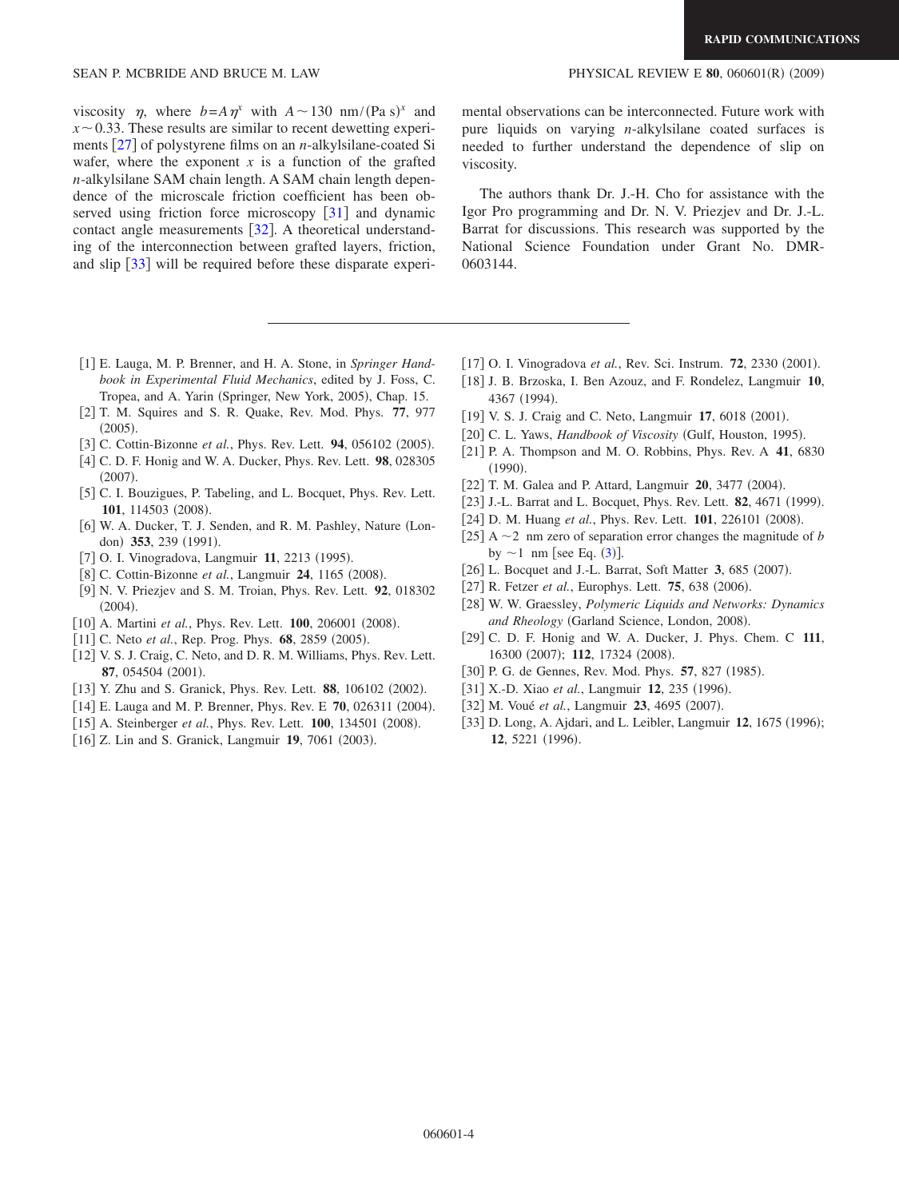viscosity $\eta$, where $b = A\eta^x$ with $A \sim 130$ nm/(Pa s)$^x$ and $x \sim 0.33$. These results are similar to recent dewetting experiments [27] of polystyrene films on an *n*-alkylsilane-coated Si wafer, where the exponent $x$ is a function of the grafted *n*-alkylsilane SAM chain length. A SAM chain length dependence of the microscale friction coefficient has been observed using friction force microscopy [31] and dynamic contact angle measurements [32]. A theoretical understanding of the interconnection between grafted layers, friction, and slip [33] will be required before these disparate experimental observations can be interconnected. Future work with pure liquids on varying *n*-alkylsilane coated surfaces is needed to further understand the dependence of slip on viscosity.

The authors thank Dr. J.-H. Cho for assistance with the Igor Pro programming and Dr. N. V. Priezjev and Dr. J.-L. Barrat for discussions. This research was supported by the National Science Foundation under Grant No. DMR-0603144.

---

[1] E. Lauga, M. P. Brenner, and H. A. Stone, in *Springer Handbook in Experimental Fluid Mechanics*, edited by J. Foss, C. Tropea, and A. Yarin (Springer, New York, 2005), Chap. 15.

[2] T. M. Squires and S. R. Quake, Rev. Mod. Phys. **77**, 977 (2005).

[3] C. Cottin-Bizonne *et al.*, Phys. Rev. Lett. **94**, 056102 (2005).

[4] C. D. F. Honig and W. A. Ducker, Phys. Rev. Lett. **98**, 028305 (2007).

[5] C. I. Bouzigues, P. Tabeling, and L. Bocquet, Phys. Rev. Lett. **101**, 114503 (2008).

[6] W. A. Ducker, T. J. Senden, and R. M. Pashley, Nature (London) **353**, 239 (1991).

[7] O. I. Vinogradova, Langmuir **11**, 2213 (1995).

[8] C. Cottin-Bizonne *et al.*, Langmuir **24**, 1165 (2008).

[9] N. V. Priezjev and S. M. Troian, Phys. Rev. Lett. **92**, 018302 (2004).

[10] A. Martini *et al.*, Phys. Rev. Lett. **100**, 206001 (2008).

[11] C. Neto *et al.*, Rep. Prog. Phys. **68**, 2859 (2005).

[12] V. S. J. Craig, C. Neto, and D. R. M. Williams, Phys. Rev. Lett. **87**, 054504 (2001).

[13] Y. Zhu and S. Granick, Phys. Rev. Lett. **88**, 106102 (2002).

[14] E. Lauga and M. P. Brenner, Phys. Rev. E **70**, 026311 (2004).

[15] A. Steinberger *et al.*, Phys. Rev. Lett. **100**, 134501 (2008).

[16] Z. Lin and S. Granick, Langmuir **19**, 7061 (2003).

[17] O. I. Vinogradova *et al.*, Rev. Sci. Instrum. **72**, 2330 (2001).

[18] J. B. Brzoska, I. Ben Azouz, and F. Rondelez, Langmuir **10**, 4367 (1994).

[19] V. S. J. Craig and C. Neto, Langmuir **17**, 6018 (2001).

[20] C. L. Yaws, *Handbook of Viscosity* (Gulf, Houston, 1995).

[21] P. A. Thompson and M. O. Robbins, Phys. Rev. A **41**, 6830 (1990).

[22] T. M. Galea and P. Attard, Langmuir **20**, 3477 (2004).

[23] J.-L. Barrat and L. Bocquet, Phys. Rev. Lett. **82**, 4671 (1999).

[24] D. M. Huang *et al.*, Phys. Rev. Lett. **101**, 226101 (2008).

[25] A $\sim$2 nm zero of separation error changes the magnitude of $b$ by $\sim$1 nm [see Eq. (3)].

[26] L. Bocquet and J.-L. Barrat, Soft Matter **3**, 685 (2007).

[27] R. Fetzer *et al.*, Europhys. Lett. **75**, 638 (2006).

[28] W. W. Graessley, *Polymeric Liquids and Networks: Dynamics and Rheology* (Garland Science, London, 2008).

[29] C. D. F. Honig and W. A. Ducker, J. Phys. Chem. C **111**, 16300 (2007); **112**, 17324 (2008).

[30] P. G. de Gennes, Rev. Mod. Phys. **57**, 827 (1985).

[31] X.-D. Xiao *et al.*, Langmuir **12**, 235 (1996).

[32] M. Voué *et al.*, Langmuir **23**, 4695 (2007).

[33] D. Long, A. Ajdari, and L. Leibler, Langmuir **12**, 1675 (1996); **12**, 5221 (1996).